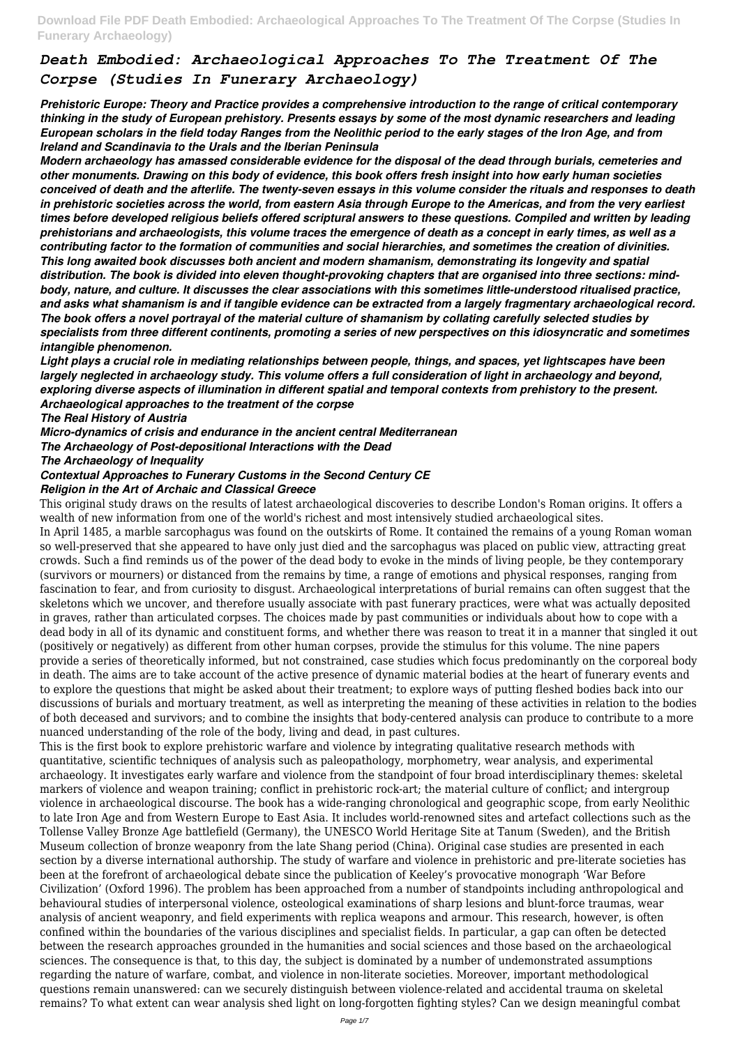# *Death Embodied: Archaeological Approaches To The Treatment Of The Corpse (Studies In Funerary Archaeology)*

***Prehistoric Europe: Theory and Practice provides a comprehensive introduction to the range of critical contemporary thinking in the study of European prehistory. Presents essays by some of the most dynamic researchers and leading European scholars in the field today Ranges from the Neolithic period to the early stages of the Iron Age, and from Ireland and Scandinavia to the Urals and the Iberian Peninsula***

***Modern archaeology has amassed considerable evidence for the disposal of the dead through burials, cemeteries and other monuments. Drawing on this body of evidence, this book offers fresh insight into how early human societies conceived of death and the afterlife. The twenty-seven essays in this volume consider the rituals and responses to death in prehistoric societies across the world, from eastern Asia through Europe to the Americas, and from the very earliest times before developed religious beliefs offered scriptural answers to these questions. Compiled and written by leading prehistorians and archaeologists, this volume traces the emergence of death as a concept in early times, as well as a contributing factor to the formation of communities and social hierarchies, and sometimes the creation of divinities.***

***This long awaited book discusses both ancient and modern shamanism, demonstrating its longevity and spatial distribution. The book is divided into eleven thought-provoking chapters that are organised into three sections: mind-body, nature, and culture. It discusses the clear associations with this sometimes little-understood ritualised practice, and asks what shamanism is and if tangible evidence can be extracted from a largely fragmentary archaeological record. The book offers a novel portrayal of the material culture of shamanism by collating carefully selected studies by specialists from three different continents, promoting a series of new perspectives on this idiosyncratic and sometimes intangible phenomenon.***

***Light plays a crucial role in mediating relationships between people, things, and spaces, yet lightscapes have been largely neglected in archaeology study. This volume offers a full consideration of light in archaeology and beyond, exploring diverse aspects of illumination in different spatial and temporal contexts from prehistory to the present.***

***Archaeological approaches to the treatment of the corpse***

***The Real History of Austria***

***Micro-dynamics of crisis and endurance in the ancient central Mediterranean***

***The Archaeology of Post-depositional Interactions with the Dead***

***The Archaeology of Inequality***

***Contextual Approaches to Funerary Customs in the Second Century CE***

***Religion in the Art of Archaic and Classical Greece***

This original study draws on the results of latest archaeological discoveries to describe London's Roman origins. It offers a wealth of new information from one of the world's richest and most intensively studied archaeological sites.

In April 1485, a marble sarcophagus was found on the outskirts of Rome. It contained the remains of a young Roman woman so well-preserved that she appeared to have only just died and the sarcophagus was placed on public view, attracting great crowds. Such a find reminds us of the power of the dead body to evoke in the minds of living people, be they contemporary (survivors or mourners) or distanced from the remains by time, a range of emotions and physical responses, ranging from fascination to fear, and from curiosity to disgust. Archaeological interpretations of burial remains can often suggest that the skeletons which we uncover, and therefore usually associate with past funerary practices, were what was actually deposited in graves, rather than articulated corpses. The choices made by past communities or individuals about how to cope with a dead body in all of its dynamic and constituent forms, and whether there was reason to treat it in a manner that singled it out (positively or negatively) as different from other human corpses, provide the stimulus for this volume. The nine papers provide a series of theoretically informed, but not constrained, case studies which focus predominantly on the corporeal body in death. The aims are to take account of the active presence of dynamic material bodies at the heart of funerary events and to explore the questions that might be asked about their treatment; to explore ways of putting fleshed bodies back into our discussions of burials and mortuary treatment, as well as interpreting the meaning of these activities in relation to the bodies of both deceased and survivors; and to combine the insights that body-centered analysis can produce to contribute to a more nuanced understanding of the role of the body, living and dead, in past cultures.

This is the first book to explore prehistoric warfare and violence by integrating qualitative research methods with quantitative, scientific techniques of analysis such as paleopathology, morphometry, wear analysis, and experimental archaeology. It investigates early warfare and violence from the standpoint of four broad interdisciplinary themes: skeletal markers of violence and weapon training; conflict in prehistoric rock-art; the material culture of conflict; and intergroup violence in archaeological discourse. The book has a wide-ranging chronological and geographic scope, from early Neolithic to late Iron Age and from Western Europe to East Asia. It includes world-renowned sites and artefact collections such as the Tollense Valley Bronze Age battlefield (Germany), the UNESCO World Heritage Site at Tanum (Sweden), and the British Museum collection of bronze weaponry from the late Shang period (China). Original case studies are presented in each section by a diverse international authorship. The study of warfare and violence in prehistoric and pre-literate societies has been at the forefront of archaeological debate since the publication of Keeley's provocative monograph 'War Before Civilization' (Oxford 1996). The problem has been approached from a number of standpoints including anthropological and behavioural studies of interpersonal violence, osteological examinations of sharp lesions and blunt-force traumas, wear analysis of ancient weaponry, and field experiments with replica weapons and armour. This research, however, is often confined within the boundaries of the various disciplines and specialist fields. In particular, a gap can often be detected between the research approaches grounded in the humanities and social sciences and those based on the archaeological sciences. The consequence is that, to this day, the subject is dominated by a number of undemonstrated assumptions regarding the nature of warfare, combat, and violence in non-literate societies. Moreover, important methodological questions remain unanswered: can we securely distinguish between violence-related and accidental trauma on skeletal remains? To what extent can wear analysis shed light on long-forgotten fighting styles? Can we design meaningful combat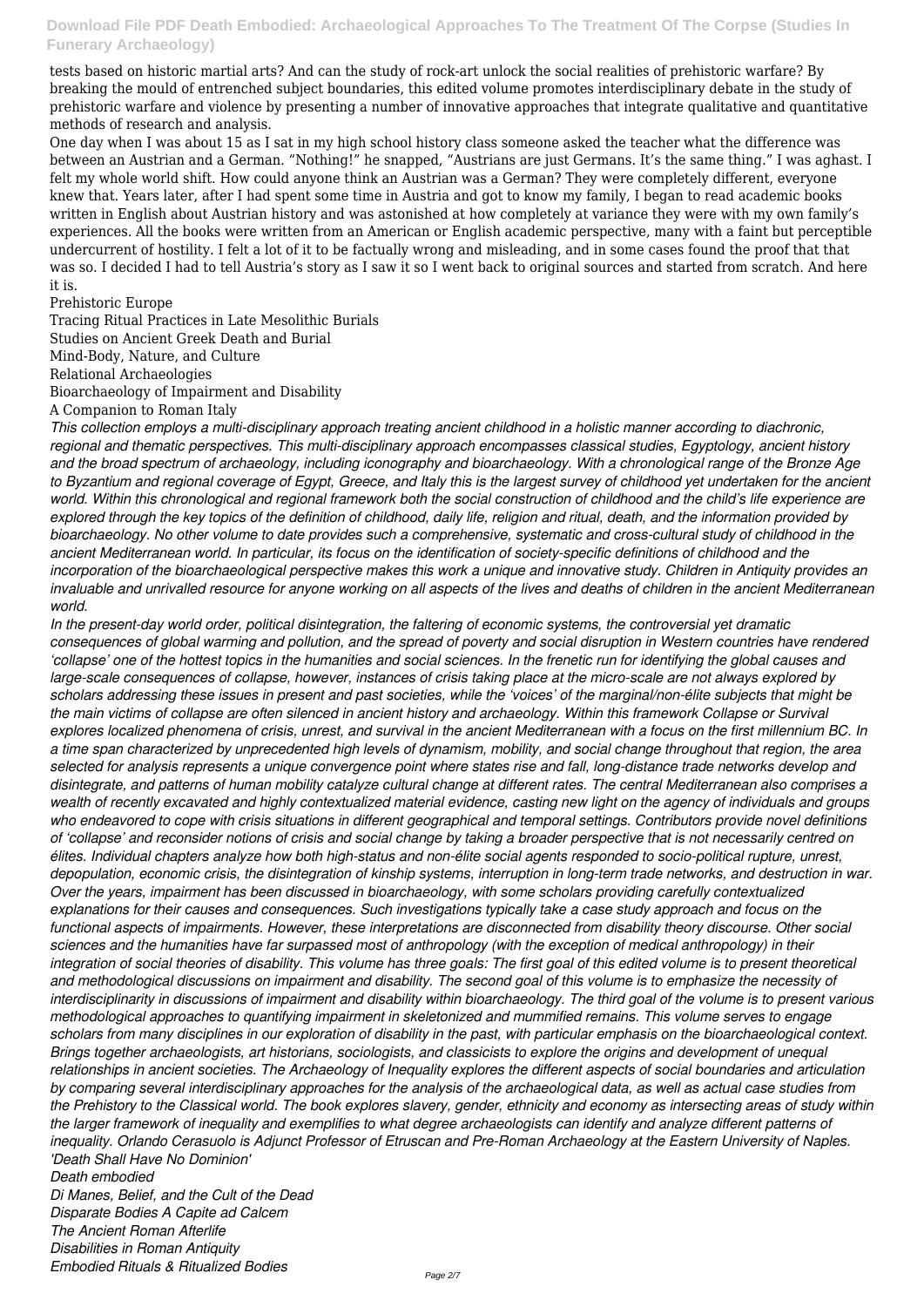tests based on historic martial arts? And can the study of rock-art unlock the social realities of prehistoric warfare? By breaking the mould of entrenched subject boundaries, this edited volume promotes interdisciplinary debate in the study of prehistoric warfare and violence by presenting a number of innovative approaches that integrate qualitative and quantitative methods of research and analysis.

One day when I was about 15 as I sat in my high school history class someone asked the teacher what the difference was between an Austrian and a German. "Nothing!" he snapped, "Austrians are just Germans. It's the same thing." I was aghast. I felt my whole world shift. How could anyone think an Austrian was a German? They were completely different, everyone knew that. Years later, after I had spent some time in Austria and got to know my family, I began to read academic books written in English about Austrian history and was astonished at how completely at variance they were with my own family's experiences. All the books were written from an American or English academic perspective, many with a faint but perceptible undercurrent of hostility. I felt a lot of it to be factually wrong and misleading, and in some cases found the proof that that was so. I decided I had to tell Austria's story as I saw it so I went back to original sources and started from scratch. And here it is.

Prehistoric Europe

Tracing Ritual Practices in Late Mesolithic Burials

Studies on Ancient Greek Death and Burial

Mind-Body, Nature, and Culture

Relational Archaeologies

Bioarchaeology of Impairment and Disability

A Companion to Roman Italy

*This collection employs a multi-disciplinary approach treating ancient childhood in a holistic manner according to diachronic, regional and thematic perspectives. This multi-disciplinary approach encompasses classical studies, Egyptology, ancient history and the broad spectrum of archaeology, including iconography and bioarchaeology. With a chronological range of the Bronze Age to Byzantium and regional coverage of Egypt, Greece, and Italy this is the largest survey of childhood yet undertaken for the ancient world. Within this chronological and regional framework both the social construction of childhood and the child's life experience are explored through the key topics of the definition of childhood, daily life, religion and ritual, death, and the information provided by bioarchaeology. No other volume to date provides such a comprehensive, systematic and cross-cultural study of childhood in the ancient Mediterranean world. In particular, its focus on the identification of society-specific definitions of childhood and the incorporation of the bioarchaeological perspective makes this work a unique and innovative study. Children in Antiquity provides an invaluable and unrivalled resource for anyone working on all aspects of the lives and deaths of children in the ancient Mediterranean world.*

*In the present-day world order, political disintegration, the faltering of economic systems, the controversial yet dramatic consequences of global warming and pollution, and the spread of poverty and social disruption in Western countries have rendered 'collapse' one of the hottest topics in the humanities and social sciences. In the frenetic run for identifying the global causes and large-scale consequences of collapse, however, instances of crisis taking place at the micro-scale are not always explored by scholars addressing these issues in present and past societies, while the 'voices' of the marginal/non-élite subjects that might be the main victims of collapse are often silenced in ancient history and archaeology. Within this framework Collapse or Survival explores localized phenomena of crisis, unrest, and survival in the ancient Mediterranean with a focus on the first millennium BC. In a time span characterized by unprecedented high levels of dynamism, mobility, and social change throughout that region, the area selected for analysis represents a unique convergence point where states rise and fall, long-distance trade networks develop and disintegrate, and patterns of human mobility catalyze cultural change at different rates. The central Mediterranean also comprises a wealth of recently excavated and highly contextualized material evidence, casting new light on the agency of individuals and groups who endeavored to cope with crisis situations in different geographical and temporal settings. Contributors provide novel definitions of 'collapse' and reconsider notions of crisis and social change by taking a broader perspective that is not necessarily centred on élites. Individual chapters analyze how both high-status and non-élite social agents responded to socio-political rupture, unrest, depopulation, economic crisis, the disintegration of kinship systems, interruption in long-term trade networks, and destruction in war.*

*Over the years, impairment has been discussed in bioarchaeology, with some scholars providing carefully contextualized explanations for their causes and consequences. Such investigations typically take a case study approach and focus on the functional aspects of impairments. However, these interpretations are disconnected from disability theory discourse. Other social sciences and the humanities have far surpassed most of anthropology (with the exception of medical anthropology) in their integration of social theories of disability. This volume has three goals: The first goal of this edited volume is to present theoretical and methodological discussions on impairment and disability. The second goal of this volume is to emphasize the necessity of interdisciplinarity in discussions of impairment and disability within bioarchaeology. The third goal of the volume is to present various methodological approaches to quantifying impairment in skeletonized and mummified remains. This volume serves to engage scholars from many disciplines in our exploration of disability in the past, with particular emphasis on the bioarchaeological context.*

*Brings together archaeologists, art historians, sociologists, and classicists to explore the origins and development of unequal relationships in ancient societies. The Archaeology of Inequality explores the different aspects of social boundaries and articulation by comparing several interdisciplinary approaches for the analysis of the archaeological data, as well as actual case studies from the Prehistory to the Classical world. The book explores slavery, gender, ethnicity and economy as intersecting areas of study within the larger framework of inequality and exemplifies to what degree archaeologists can identify and analyze different patterns of inequality. Orlando Cerasuolo is Adjunct Professor of Etruscan and Pre-Roman Archaeology at the Eastern University of Naples.*

*'Death Shall Have No Dominion'*

*Death embodied*

*Di Manes, Belief, and the Cult of the Dead*

*Disparate Bodies A Capite ad Calcem*

*The Ancient Roman Afterlife*

*Disabilities in Roman Antiquity*

*Embodied Rituals & Ritualized Bodies*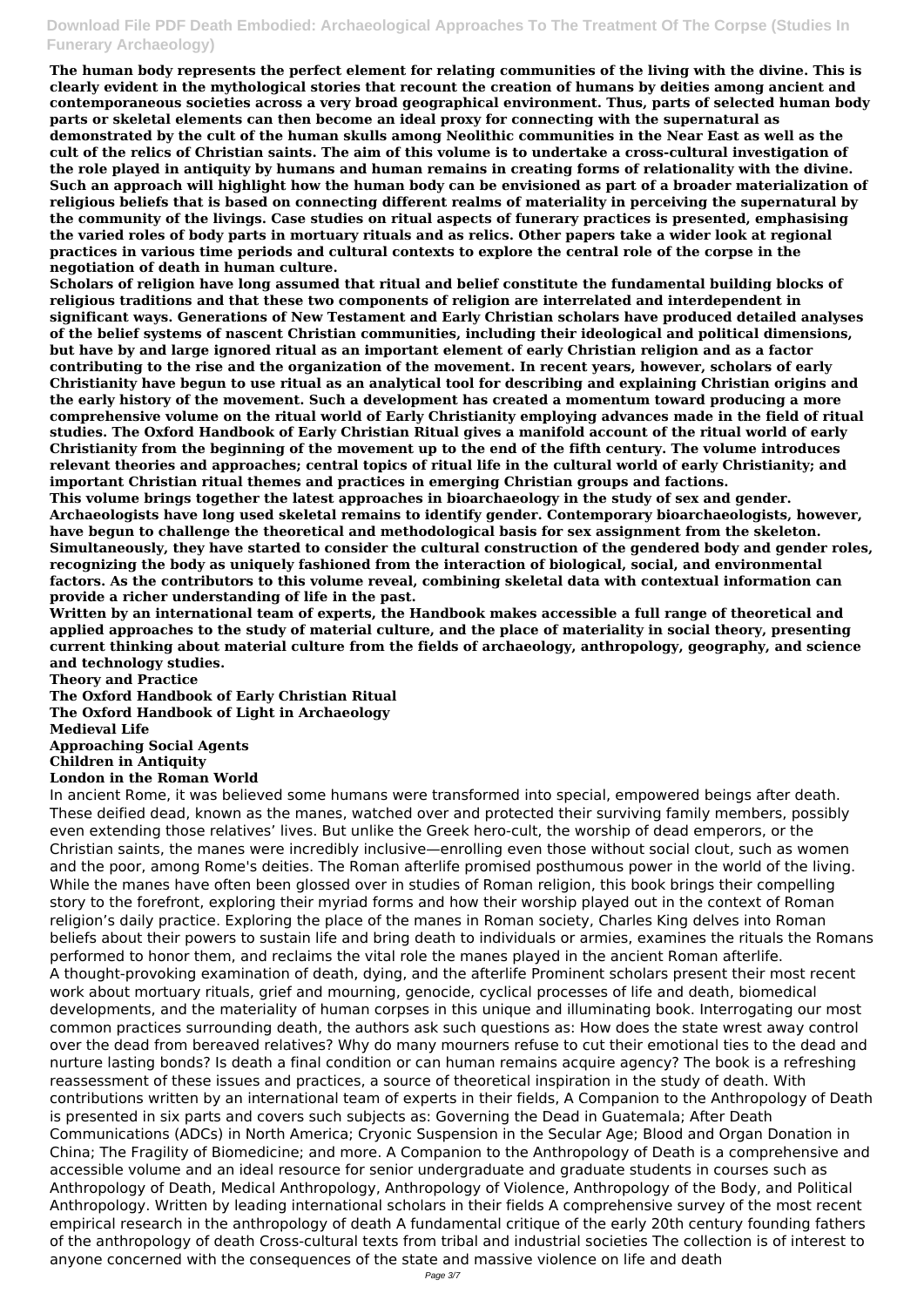**The human body represents the perfect element for relating communities of the living with the divine. This is clearly evident in the mythological stories that recount the creation of humans by deities among ancient and contemporaneous societies across a very broad geographical environment. Thus, parts of selected human body parts or skeletal elements can then become an ideal proxy for connecting with the supernatural as demonstrated by the cult of the human skulls among Neolithic communities in the Near East as well as the cult of the relics of Christian saints. The aim of this volume is to undertake a cross-cultural investigation of the role played in antiquity by humans and human remains in creating forms of relationality with the divine. Such an approach will highlight how the human body can be envisioned as part of a broader materialization of religious beliefs that is based on connecting different realms of materiality in perceiving the supernatural by the community of the livings. Case studies on ritual aspects of funerary practices is presented, emphasising the varied roles of body parts in mortuary rituals and as relics. Other papers take a wider look at regional practices in various time periods and cultural contexts to explore the central role of the corpse in the negotiation of death in human culture.**

**Scholars of religion have long assumed that ritual and belief constitute the fundamental building blocks of religious traditions and that these two components of religion are interrelated and interdependent in significant ways. Generations of New Testament and Early Christian scholars have produced detailed analyses of the belief systems of nascent Christian communities, including their ideological and political dimensions, but have by and large ignored ritual as an important element of early Christian religion and as a factor contributing to the rise and the organization of the movement. In recent years, however, scholars of early Christianity have begun to use ritual as an analytical tool for describing and explaining Christian origins and the early history of the movement. Such a development has created a momentum toward producing a more comprehensive volume on the ritual world of Early Christianity employing advances made in the field of ritual studies. The Oxford Handbook of Early Christian Ritual gives a manifold account of the ritual world of early Christianity from the beginning of the movement up to the end of the fifth century. The volume introduces relevant theories and approaches; central topics of ritual life in the cultural world of early Christianity; and important Christian ritual themes and practices in emerging Christian groups and factions.**

**This volume brings together the latest approaches in bioarchaeology in the study of sex and gender. Archaeologists have long used skeletal remains to identify gender. Contemporary bioarchaeologists, however, have begun to challenge the theoretical and methodological basis for sex assignment from the skeleton. Simultaneously, they have started to consider the cultural construction of the gendered body and gender roles, recognizing the body as uniquely fashioned from the interaction of biological, social, and environmental factors. As the contributors to this volume reveal, combining skeletal data with contextual information can provide a richer understanding of life in the past.**

**Written by an international team of experts, the Handbook makes accessible a full range of theoretical and applied approaches to the study of material culture, and the place of materiality in social theory, presenting current thinking about material culture from the fields of archaeology, anthropology, geography, and science and technology studies.**

**Theory and Practice**
**The Oxford Handbook of Early Christian Ritual**
**The Oxford Handbook of Light in Archaeology**
**Medieval Life**
**Approaching Social Agents**
**Children in Antiquity**
**London in the Roman World**

In ancient Rome, it was believed some humans were transformed into special, empowered beings after death. These deified dead, known as the manes, watched over and protected their surviving family members, possibly even extending those relatives' lives. But unlike the Greek hero-cult, the worship of dead emperors, or the Christian saints, the manes were incredibly inclusive—enrolling even those without social clout, such as women and the poor, among Rome's deities. The Roman afterlife promised posthumous power in the world of the living. While the manes have often been glossed over in studies of Roman religion, this book brings their compelling story to the forefront, exploring their myriad forms and how their worship played out in the context of Roman religion's daily practice. Exploring the place of the manes in Roman society, Charles King delves into Roman beliefs about their powers to sustain life and bring death to individuals or armies, examines the rituals the Romans performed to honor them, and reclaims the vital role the manes played in the ancient Roman afterlife.

A thought-provoking examination of death, dying, and the afterlife Prominent scholars present their most recent work about mortuary rituals, grief and mourning, genocide, cyclical processes of life and death, biomedical developments, and the materiality of human corpses in this unique and illuminating book. Interrogating our most common practices surrounding death, the authors ask such questions as: How does the state wrest away control over the dead from bereaved relatives? Why do many mourners refuse to cut their emotional ties to the dead and nurture lasting bonds? Is death a final condition or can human remains acquire agency? The book is a refreshing reassessment of these issues and practices, a source of theoretical inspiration in the study of death. With contributions written by an international team of experts in their fields, A Companion to the Anthropology of Death is presented in six parts and covers such subjects as: Governing the Dead in Guatemala; After Death Communications (ADCs) in North America; Cryonic Suspension in the Secular Age; Blood and Organ Donation in China; The Fragility of Biomedicine; and more. A Companion to the Anthropology of Death is a comprehensive and accessible volume and an ideal resource for senior undergraduate and graduate students in courses such as Anthropology of Death, Medical Anthropology, Anthropology of Violence, Anthropology of the Body, and Political Anthropology. Written by leading international scholars in their fields A comprehensive survey of the most recent empirical research in the anthropology of death A fundamental critique of the early 20th century founding fathers of the anthropology of death Cross-cultural texts from tribal and industrial societies The collection is of interest to anyone concerned with the consequences of the state and massive violence on life and death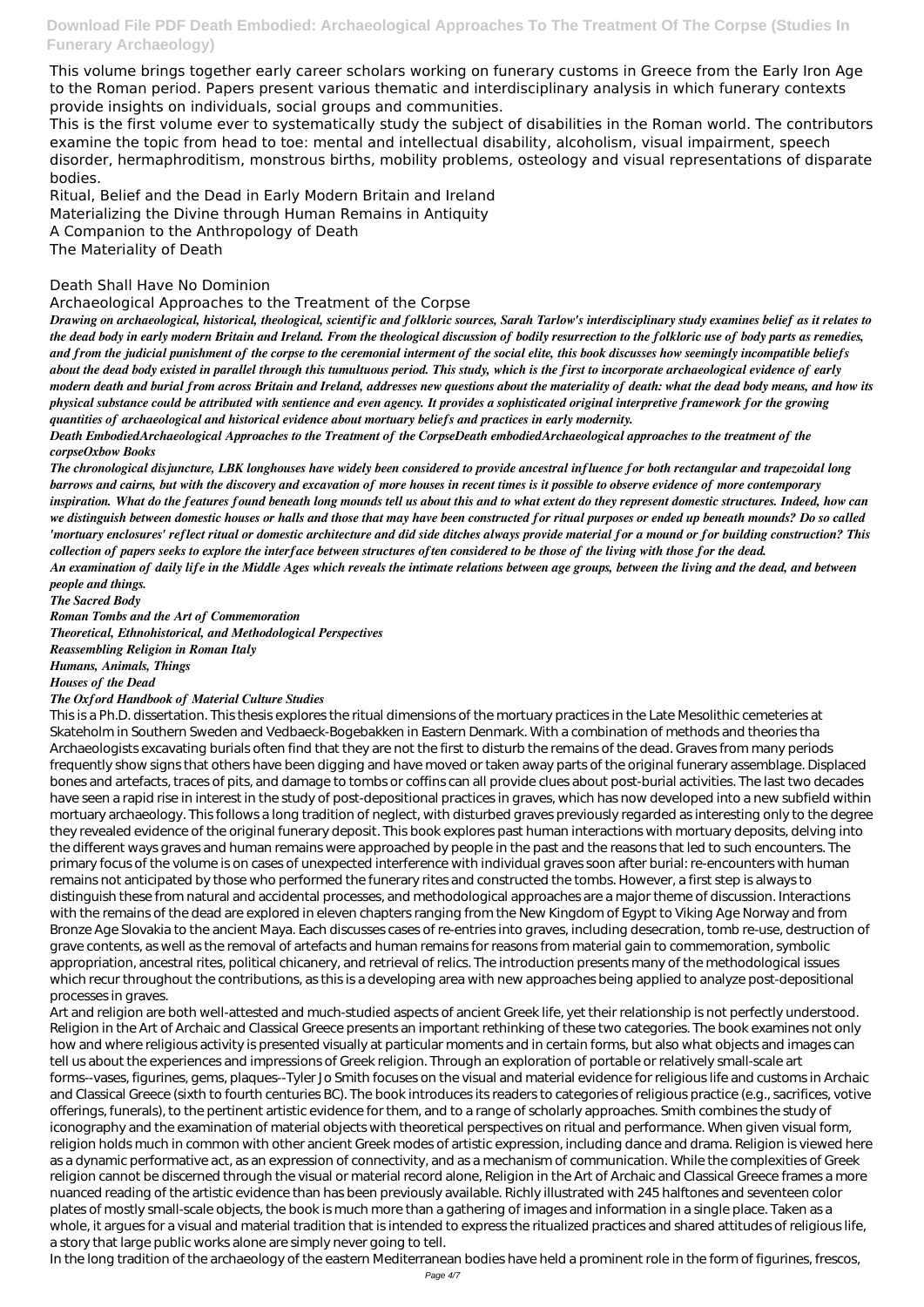This volume brings together early career scholars working on funerary customs in Greece from the Early Iron Age to the Roman period. Papers present various thematic and interdisciplinary analysis in which funerary contexts provide insights on individuals, social groups and communities.

This is the first volume ever to systematically study the subject of disabilities in the Roman world. The contributors examine the topic from head to toe: mental and intellectual disability, alcoholism, visual impairment, speech disorder, hermaphroditism, monstrous births, mobility problems, osteology and visual representations of disparate bodies.

Ritual, Belief and the Dead in Early Modern Britain and Ireland
Materializing the Divine through Human Remains in Antiquity
A Companion to the Anthropology of Death
The Materiality of Death

Death Shall Have No Dominion
Archaeological Approaches to the Treatment of the Corpse

***Drawing on archaeological, historical, theological, scientific and folkloric sources, Sarah Tarlow's interdisciplinary study examines belief as it relates to the dead body in early modern Britain and Ireland. From the theological discussion of bodily resurrection to the folkloric use of body parts as remedies, and from the judicial punishment of the corpse to the ceremonial interment of the social elite, this book discusses how seemingly incompatible beliefs about the dead body existed in parallel through this tumultuous period. This study, which is the first to incorporate archaeological evidence of early modern death and burial from across Britain and Ireland, addresses new questions about the materiality of death: what the dead body means, and how its physical substance could be attributed with sentience and even agency. It provides a sophisticated original interpretive framework for the growing quantities of archaeological and historical evidence about mortuary beliefs and practices in early modernity.***

***Death EmbodiedArchaeological Approaches to the Treatment of the CorpseDeath embodiedArchaeological approaches to the treatment of the corpseOxbow Books***

***The chronological disjuncture, LBK longhouses have widely been considered to provide ancestral influence for both rectangular and trapezoidal long barrows and cairns, but with the discovery and excavation of more houses in recent times is it possible to observe evidence of more contemporary inspiration. What do the features found beneath long mounds tell us about this and to what extent do they represent domestic structures. Indeed, how can we distinguish between domestic houses or halls and those that may have been constructed for ritual purposes or ended up beneath mounds? Do so called 'mortuary enclosures' reflect ritual or domestic architecture and did side ditches always provide material for a mound or for building construction? This collection of papers seeks to explore the interface between structures often considered to be those of the living with those for the dead.***

***An examination of daily life in the Middle Ages which reveals the intimate relations between age groups, between the living and the dead, and between people and things.***

***The Sacred Body***
***Roman Tombs and the Art of Commemoration***
***Theoretical, Ethnohistorical, and Methodological Perspectives***
***Reassembling Religion in Roman Italy***
***Humans, Animals, Things***
***Houses of the Dead***
***The Oxford Handbook of Material Culture Studies***

This is a Ph.D. dissertation. This thesis explores the ritual dimensions of the mortuary practices in the Late Mesolithic cemeteries at Skateholm in Southern Sweden and Vedbaeck-Bogebakken in Eastern Denmark. With a combination of methods and theories tha Archaeologists excavating burials often find that they are not the first to disturb the remains of the dead. Graves from many periods frequently show signs that others have been digging and have moved or taken away parts of the original funerary assemblage. Displaced bones and artefacts, traces of pits, and damage to tombs or coffins can all provide clues about post-burial activities. The last two decades have seen a rapid rise in interest in the study of post-depositional practices in graves, which has now developed into a new subfield within mortuary archaeology. This follows a long tradition of neglect, with disturbed graves previously regarded as interesting only to the degree they revealed evidence of the original funerary deposit. This book explores past human interactions with mortuary deposits, delving into the different ways graves and human remains were approached by people in the past and the reasons that led to such encounters. The primary focus of the volume is on cases of unexpected interference with individual graves soon after burial: re-encounters with human remains not anticipated by those who performed the funerary rites and constructed the tombs. However, a first step is always to distinguish these from natural and accidental processes, and methodological approaches are a major theme of discussion. Interactions with the remains of the dead are explored in eleven chapters ranging from the New Kingdom of Egypt to Viking Age Norway and from Bronze Age Slovakia to the ancient Maya. Each discusses cases of re-entries into graves, including desecration, tomb re-use, destruction of grave contents, as well as the removal of artefacts and human remains for reasons from material gain to commemoration, symbolic appropriation, ancestral rites, political chicanery, and retrieval of relics. The introduction presents many of the methodological issues which recur throughout the contributions, as this is a developing area with new approaches being applied to analyze post-depositional processes in graves.

Art and religion are both well-attested and much-studied aspects of ancient Greek life, yet their relationship is not perfectly understood. Religion in the Art of Archaic and Classical Greece presents an important rethinking of these two categories. The book examines not only how and where religious activity is presented visually at particular moments and in certain forms, but also what objects and images can tell us about the experiences and impressions of Greek religion. Through an exploration of portable or relatively small-scale art forms--vases, figurines, gems, plaques--Tyler Jo Smith focuses on the visual and material evidence for religious life and customs in Archaic and Classical Greece (sixth to fourth centuries BC). The book introduces its readers to categories of religious practice (e.g., sacrifices, votive offerings, funerals), to the pertinent artistic evidence for them, and to a range of scholarly approaches. Smith combines the study of iconography and the examination of material objects with theoretical perspectives on ritual and performance. When given visual form, religion holds much in common with other ancient Greek modes of artistic expression, including dance and drama. Religion is viewed here as a dynamic performative act, as an expression of connectivity, and as a mechanism of communication. While the complexities of Greek religion cannot be discerned through the visual or material record alone, Religion in the Art of Archaic and Classical Greece frames a more nuanced reading of the artistic evidence than has been previously available. Richly illustrated with 245 halftones and seventeen color plates of mostly small-scale objects, the book is much more than a gathering of images and information in a single place. Taken as a whole, it argues for a visual and material tradition that is intended to express the ritualized practices and shared attitudes of religious life, a story that large public works alone are simply never going to tell.

In the long tradition of the archaeology of the eastern Mediterranean bodies have held a prominent role in the form of figurines, frescos,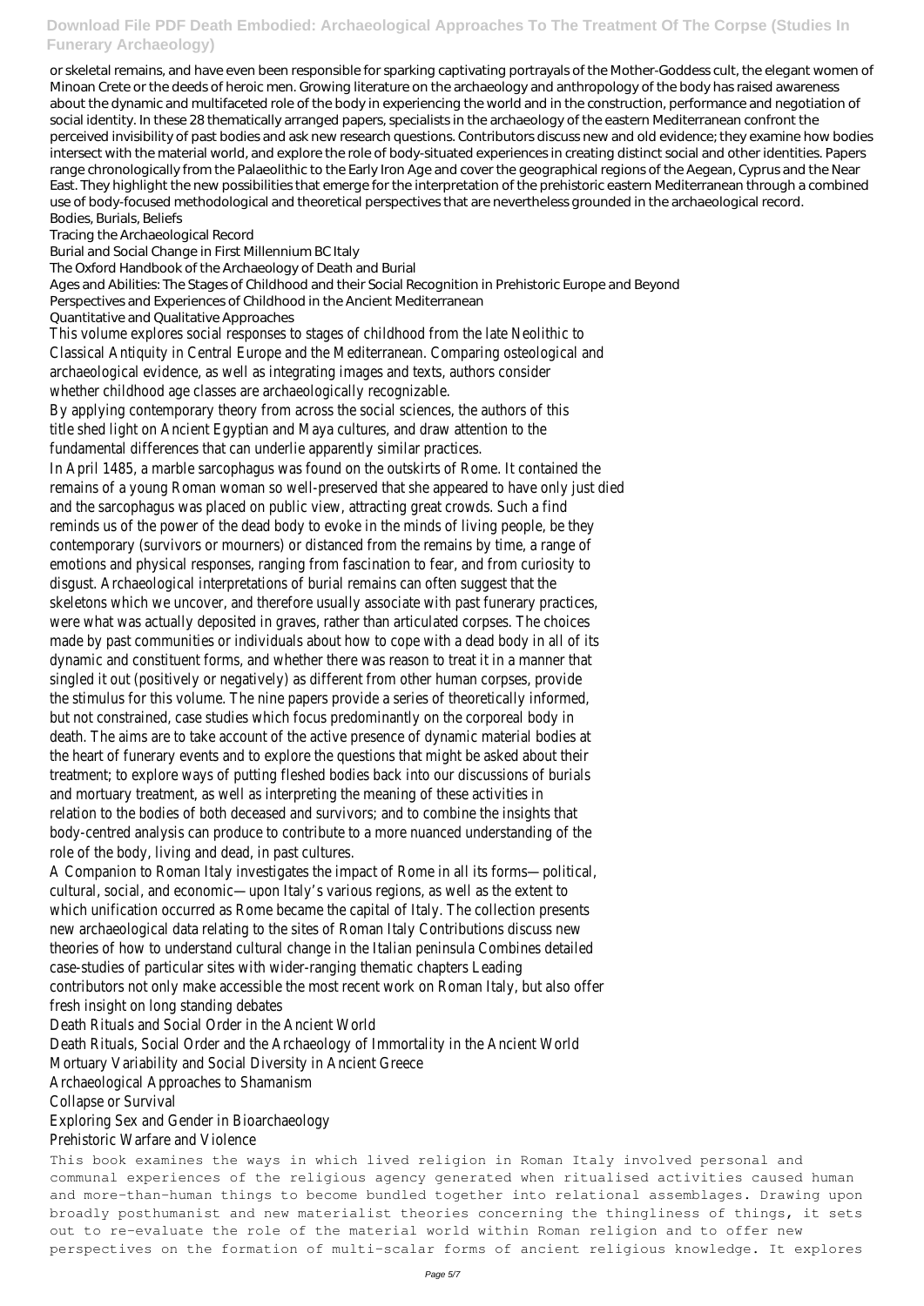or skeletal remains, and have even been responsible for sparking captivating portrayals of the Mother-Goddess cult, the elegant women of Minoan Crete or the deeds of heroic men. Growing literature on the archaeology and anthropology of the body has raised awareness about the dynamic and multifaceted role of the body in experiencing the world and in the construction, performance and negotiation of social identity. In these 28 thematically arranged papers, specialists in the archaeology of the eastern Mediterranean confront the perceived invisibility of past bodies and ask new research questions. Contributors discuss new and old evidence; they examine how bodies intersect with the material world, and explore the role of body-situated experiences in creating distinct social and other identities. Papers range chronologically from the Palaeolithic to the Early Iron Age and cover the geographical regions of the Aegean, Cyprus and the Near East. They highlight the new possibilities that emerge for the interpretation of the prehistoric eastern Mediterranean through a combined use of body-focused methodological and theoretical perspectives that are nevertheless grounded in the archaeological record.

Bodies, Burials, Beliefs

Tracing the Archaeological Record

Burial and Social Change in First Millennium BC Italy

The Oxford Handbook of the Archaeology of Death and Burial

Ages and Abilities: The Stages of Childhood and their Social Recognition in Prehistoric Europe and Beyond

Perspectives and Experiences of Childhood in the Ancient Mediterranean

Quantitative and Qualitative Approaches

This volume explores social responses to stages of childhood from the late Neolithic to Classical Antiquity in Central Europe and the Mediterranean. Comparing osteological and archaeological evidence, as well as integrating images and texts, authors consider whether childhood age classes are archaeologically recognizable.

By applying contemporary theory from across the social sciences, the authors of this title shed light on Ancient Egyptian and Maya cultures, and draw attention to the fundamental differences that can underlie apparently similar practices.

In April 1485, a marble sarcophagus was found on the outskirts of Rome. It contained the remains of a young Roman woman so well-preserved that she appeared to have only just died and the sarcophagus was placed on public view, attracting great crowds. Such a find reminds us of the power of the dead body to evoke in the minds of living people, be they contemporary (survivors or mourners) or distanced from the remains by time, a range of emotions and physical responses, ranging from fascination to fear, and from curiosity to disgust. Archaeological interpretations of burial remains can often suggest that the skeletons which we uncover, and therefore usually associate with past funerary practices, were what was actually deposited in graves, rather than articulated corpses. The choices made by past communities or individuals about how to cope with a dead body in all of its dynamic and constituent forms, and whether there was reason to treat it in a manner that singled it out (positively or negatively) as different from other human corpses, provide the stimulus for this volume. The nine papers provide a series of theoretically informed, but not constrained, case studies which focus predominantly on the corporeal body in death. The aims are to take account of the active presence of dynamic material bodies at the heart of funerary events and to explore the questions that might be asked about their treatment; to explore ways of putting fleshed bodies back into our discussions of burials and mortuary treatment, as well as interpreting the meaning of these activities in relation to the bodies of both deceased and survivors; and to combine the insights that body-centred analysis can produce to contribute to a more nuanced understanding of the role of the body, living and dead, in past cultures.

A Companion to Roman Italy investigates the impact of Rome in all its forms—political, cultural, social, and economic—upon Italy's various regions, as well as the extent to which unification occurred as Rome became the capital of Italy. The collection presents new archaeological data relating to the sites of Roman Italy Contributions discuss new theories of how to understand cultural change in the Italian peninsula Combines detailed case-studies of particular sites with wider-ranging thematic chapters Leading contributors not only make accessible the most recent work on Roman Italy, but also offer fresh insight on long standing debates

Death Rituals and Social Order in the Ancient World

Death Rituals, Social Order and the Archaeology of Immortality in the Ancient World

Mortuary Variability and Social Diversity in Ancient Greece

Archaeological Approaches to Shamanism

Collapse or Survival

Exploring Sex and Gender in Bioarchaeology

Prehistoric Warfare and Violence

This book examines the ways in which lived religion in Roman Italy involved personal and communal experiences of the religious agency generated when ritualised activities caused human and more-than-human things to become bundled together into relational assemblages. Drawing upon broadly posthumanist and new materialist theories concerning the thingliness of things, it sets out to re-evaluate the role of the material world within Roman religion and to offer new perspectives on the formation of multi-scalar forms of ancient religious knowledge. It explores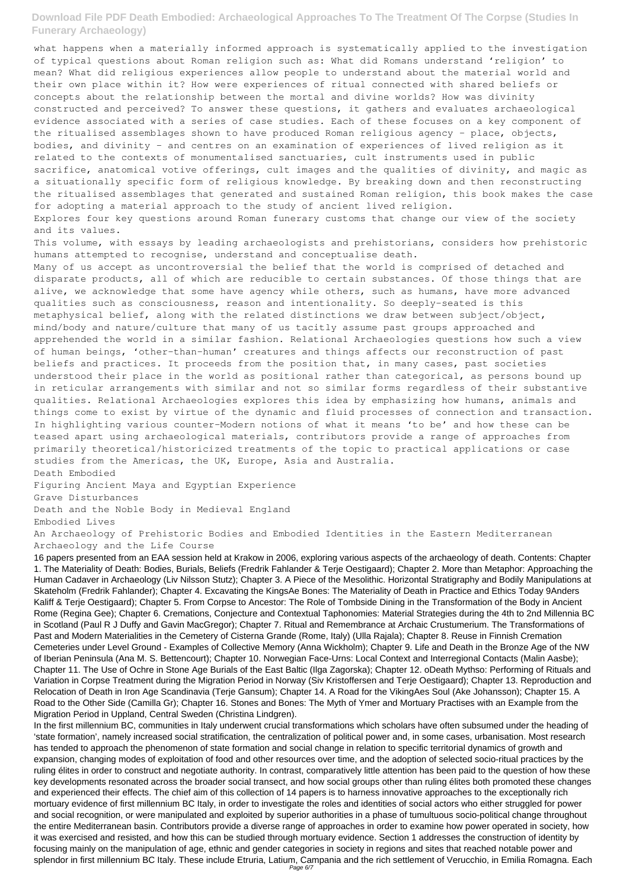what happens when a materially informed approach is systematically applied to the investigation of typical questions about Roman religion such as: What did Romans understand 'religion' to mean? What did religious experiences allow people to understand about the material world and their own place within it? How were experiences of ritual connected with shared beliefs or concepts about the relationship between the mortal and divine worlds? How was divinity constructed and perceived? To answer these questions, it gathers and evaluates archaeological evidence associated with a series of case studies. Each of these focuses on a key component of the ritualised assemblages shown to have produced Roman religious agency - place, objects, bodies, and divinity - and centres on an examination of experiences of lived religion as it related to the contexts of monumentalised sanctuaries, cult instruments used in public sacrifice, anatomical votive offerings, cult images and the qualities of divinity, and magic as a situationally specific form of religious knowledge. By breaking down and then reconstructing the ritualised assemblages that generated and sustained Roman religion, this book makes the case for adopting a material approach to the study of ancient lived religion.

Explores four key questions around Roman funerary customs that change our view of the society and its values.

This volume, with essays by leading archaeologists and prehistorians, considers how prehistoric humans attempted to recognise, understand and conceptualise death.

Many of us accept as uncontroversial the belief that the world is comprised of detached and disparate products, all of which are reducible to certain substances. Of those things that are alive, we acknowledge that some have agency while others, such as humans, have more advanced qualities such as consciousness, reason and intentionality. So deeply-seated is this metaphysical belief, along with the related distinctions we draw between subject/object, mind/body and nature/culture that many of us tacitly assume past groups approached and apprehended the world in a similar fashion. Relational Archaeologies questions how such a view of human beings, 'other-than-human' creatures and things affects our reconstruction of past beliefs and practices. It proceeds from the position that, in many cases, past societies understood their place in the world as positional rather than categorical, as persons bound up in reticular arrangements with similar and not so similar forms regardless of their substantive qualities. Relational Archaeologies explores this idea by emphasizing how humans, animals and things come to exist by virtue of the dynamic and fluid processes of connection and transaction. In highlighting various counter-Modern notions of what it means 'to be' and how these can be teased apart using archaeological materials, contributors provide a range of approaches from primarily theoretical/historicized treatments of the topic to practical applications or case studies from the Americas, the UK, Europe, Asia and Australia.

Death Embodied

Figuring Ancient Maya and Egyptian Experience

Grave Disturbances

Death and the Noble Body in Medieval England

Embodied Lives

An Archaeology of Prehistoric Bodies and Embodied Identities in the Eastern Mediterranean

Archaeology and the Life Course

16 papers presented from an EAA session held at Krakow in 2006, exploring various aspects of the archaeology of death. Contents: Chapter 1. The Materiality of Death: Bodies, Burials, Beliefs (Fredrik Fahlander & Terje Oestigaard); Chapter 2. More than Metaphor: Approaching the Human Cadaver in Archaeology (Liv Nilsson Stutz); Chapter 3. A Piece of the Mesolithic. Horizontal Stratigraphy and Bodily Manipulations at Skateholm (Fredrik Fahlander); Chapter 4. Excavating the KingsAe Bones: The Materiality of Death in Practice and Ethics Today 9Anders Kaliff & Terje Oestigaard); Chapter 5. From Corpse to Ancestor: The Role of Tombside Dining in the Transformation of the Body in Ancient Rome (Regina Gee); Chapter 6. Cremations, Conjecture and Contextual Taphonomies: Material Strategies during the 4th to 2nd Millennia BC in Scotland (Paul R J Duffy and Gavin MacGregor); Chapter 7. Ritual and Remembrance at Archaic Crustumerium. The Transformations of Past and Modern Materialities in the Cemetery of Cisterna Grande (Rome, Italy) (Ulla Rajala); Chapter 8. Reuse in Finnish Cremation Cemeteries under Level Ground - Examples of Collective Memory (Anna Wickholm); Chapter 9. Life and Death in the Bronze Age of the NW of Iberian Peninsula (Ana M. S. Bettencourt); Chapter 10. Norwegian Face-Urns: Local Context and Interregional Contacts (Malin Aasbe); Chapter 11. The Use of Ochre in Stone Age Burials of the East Baltic (Ilga Zagorska); Chapter 12. oDeath Mythso: Performing of Rituals and Variation in Corpse Treatment during the Migration Period in Norway (Siv Kristoffersen and Terje Oestigaard); Chapter 13. Reproduction and Relocation of Death in Iron Age Scandinavia (Terje Gansum); Chapter 14. A Road for the VikingAes Soul (Ake Johansson); Chapter 15. A Road to the Other Side (Camilla Gr); Chapter 16. Stones and Bones: The Myth of Ymer and Mortuary Practises with an Example from the Migration Period in Uppland, Central Sweden (Christina Lindgren).

In the first millennium BC, communities in Italy underwent crucial transformations which scholars have often subsumed under the heading of 'state formation', namely increased social stratification, the centralization of political power and, in some cases, urbanisation. Most research has tended to approach the phenomenon of state formation and social change in relation to specific territorial dynamics of growth and expansion, changing modes of exploitation of food and other resources over time, and the adoption of selected socio-ritual practices by the ruling élites in order to construct and negotiate authority. In contrast, comparatively little attention has been paid to the question of how these key developments resonated across the broader social transect, and how social groups other than ruling élites both promoted these changes and experienced their effects. The chief aim of this collection of 14 papers is to harness innovative approaches to the exceptionally rich mortuary evidence of first millennium BC Italy, in order to investigate the roles and identities of social actors who either struggled for power and social recognition, or were manipulated and exploited by superior authorities in a phase of tumultuous socio-political change throughout the entire Mediterranean basin. Contributors provide a diverse range of approaches in order to examine how power operated in society, how it was exercised and resisted, and how this can be studied through mortuary evidence. Section 1 addresses the construction of identity by focusing mainly on the manipulation of age, ethnic and gender categories in society in regions and sites that reached notable power and splendor in first millennium BC Italy. These include Etruria, Latium, Campania and the rich settlement of Verucchio, in Emilia Romagna. Each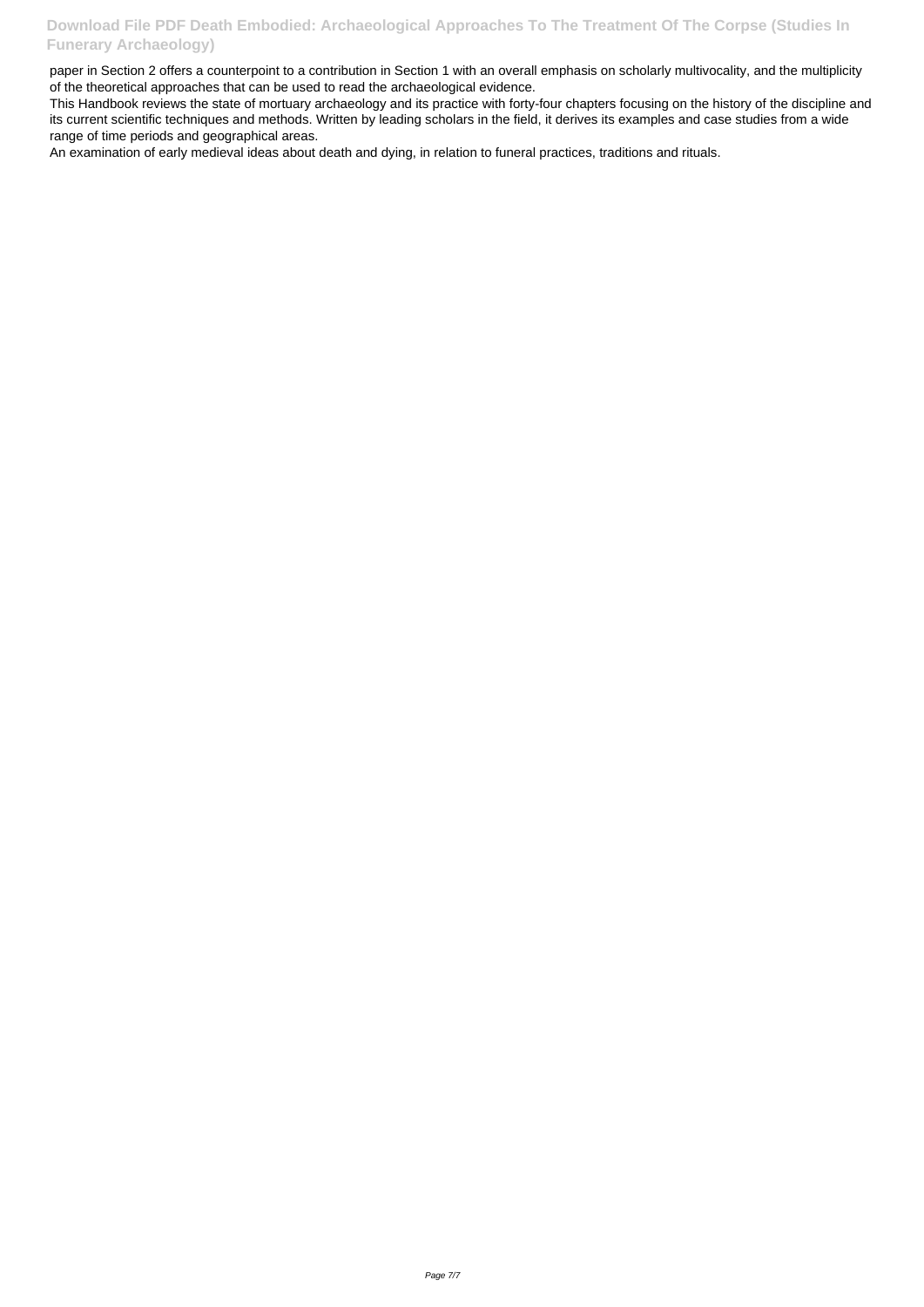paper in Section 2 offers a counterpoint to a contribution in Section 1 with an overall emphasis on scholarly multivocality, and the multiplicity of the theoretical approaches that can be used to read the archaeological evidence.

This Handbook reviews the state of mortuary archaeology and its practice with forty-four chapters focusing on the history of the discipline and its current scientific techniques and methods. Written by leading scholars in the field, it derives its examples and case studies from a wide range of time periods and geographical areas.

An examination of early medieval ideas about death and dying, in relation to funeral practices, traditions and rituals.